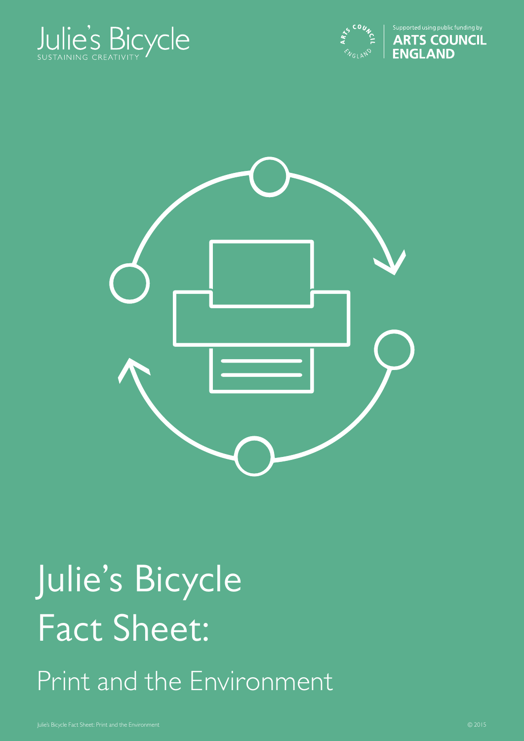Julie's Bicycle
SUSTAINING CREATIVITY

Supported using public funding by
ARTS COUNCIL ENGLAND

# Julie's Bicycle Fact Sheet:

## Print and the Environment

© 2015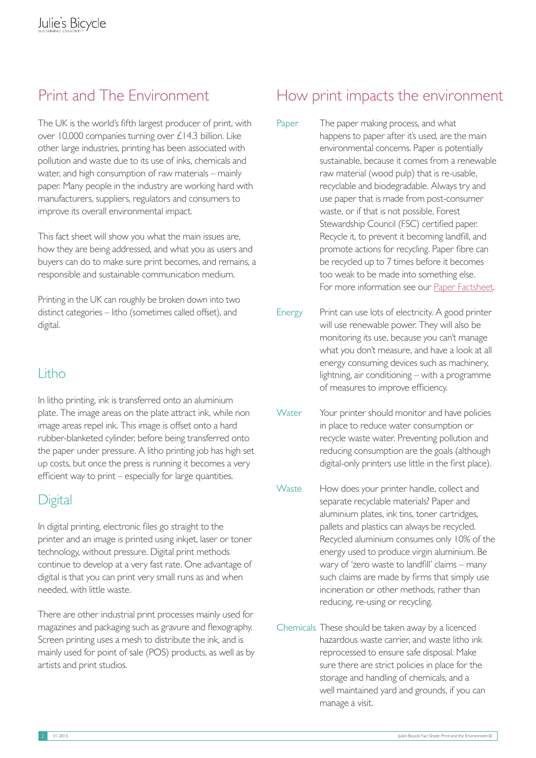## Print and The Environment

The UK is the world's fifth largest producer of print, with over 10,000 companies turning over £14.3 billion. Like other large industries, printing has been associated with pollution and waste due to its use of inks, chemicals and water, and high consumption of raw materials – mainly paper. Many people in the industry are working hard with manufacturers, suppliers, regulators and consumers to improve its overall environmental impact.

This fact sheet will show you what the main issues are, how they are being addressed, and what you as users and buyers can do to make sure print becomes, and remains, a responsible and sustainable communication medium.

Printing in the UK can roughly be broken down into two distinct categories – litho (sometimes called offset), and digital.

### Litho

In litho printing, ink is transferred onto an aluminium plate. The image areas on the plate attract ink, while non image areas repel ink. This image is offset onto a hard rubber-blanketed cylinder, before being transferred onto the paper under pressure. A litho printing job has high set up costs, but once the press is running it becomes a very efficient way to print – especially for large quantities.

### Digital

In digital printing, electronic files go straight to the printer and an image is printed using inkjet, laser or toner technology, without pressure. Digital print methods continue to develop at a very fast rate. One advantage of digital is that you can print very small runs as and when needed, with little waste.

There are other industrial print processes mainly used for magazines and packaging such as gravure and flexography. Screen printing uses a mesh to distribute the ink, and is mainly used for point of sale (POS) products, as well as by artists and print studios.

## How print impacts the environment

**Paper** The paper making process, and what happens to paper after it's used, are the main environmental concerns. Paper is potentially sustainable, because it comes from a renewable raw material (wood pulp) that is re-usable, recyclable and biodegradable. Always try and use paper that is made from post-consumer waste, or if that is not possible, Forest Stewardship Council (FSC) certified paper. Recycle it, to prevent it becoming landfill, and promote actions for recycling. Paper fibre can be recycled up to 7 times before it becomes too weak to be made into something else. For more information see our Paper Factsheet.

**Energy** Print can use lots of electricity. A good printer will use renewable power. They will also be monitoring its use, because you can't manage what you don't measure, and have a look at all energy consuming devices such as machinery, lightning, air conditioning – with a programme of measures to improve efficiency.

**Water** Your printer should monitor and have policies in place to reduce water consumption or recycle waste water. Preventing pollution and reducing consumption are the goals (although digital-only printers use little in the first place).

**Waste** How does your printer handle, collect and separate recyclable materials? Paper and aluminium plates, ink tins, toner cartridges, pallets and plastics can always be recycled. Recycled aluminium consumes only 10% of the energy used to produce virgin aluminium. Be wary of 'zero waste to landfill' claims – many such claims are made by firms that simply use incineration or other methods, rather than reducing, re-using or recycling.

**Chemicals** These should be taken away by a licenced hazardous waste carrier, and waste litho ink reprocessed to ensure safe disposal. Make sure there are strict policies in place for the storage and handling of chemicals, and a well maintained yard and grounds, if you can manage a visit.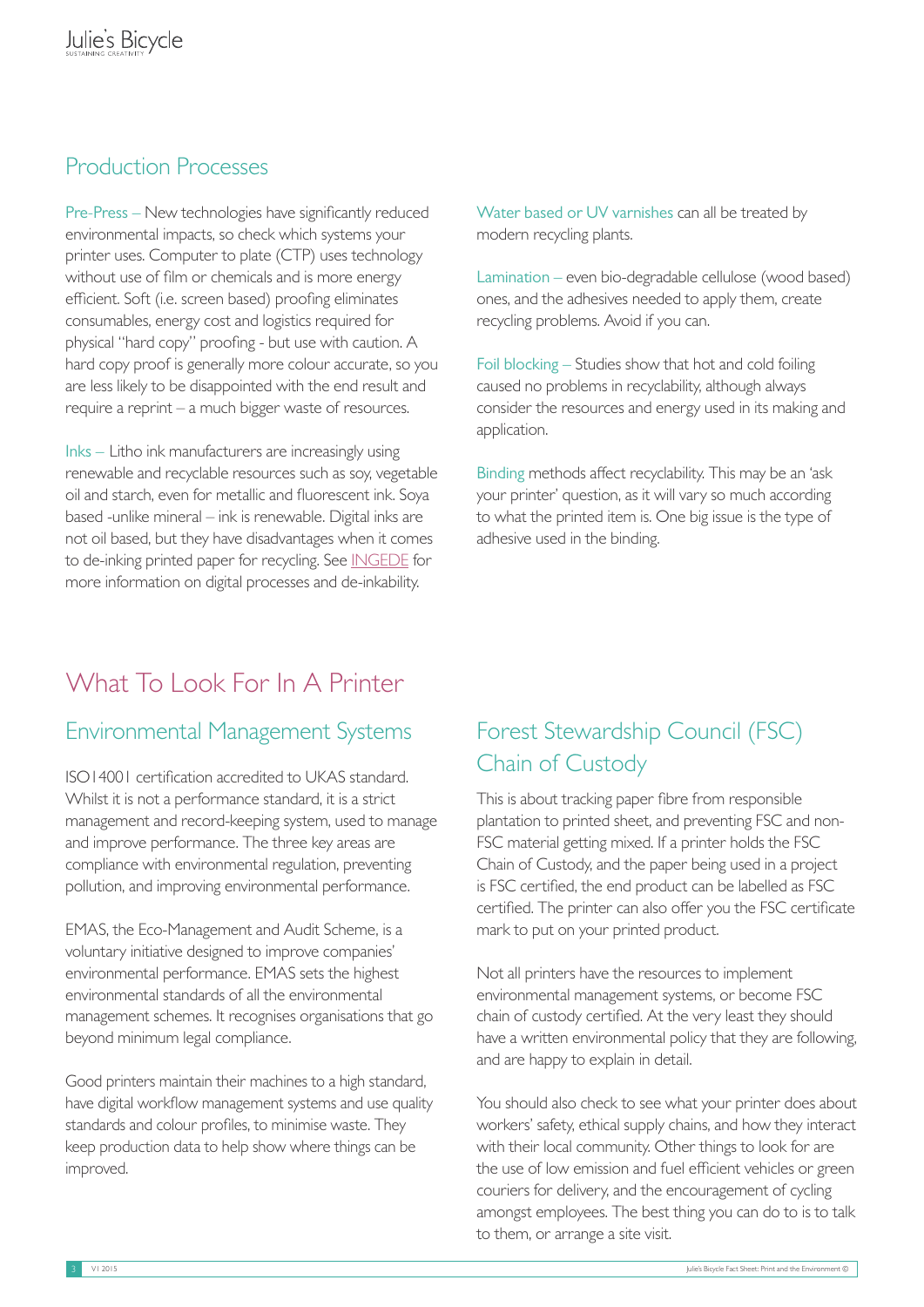## Production Processes

Pre-Press – New technologies have significantly reduced environmental impacts, so check which systems your printer uses. Computer to plate (CTP) uses technology without use of film or chemicals and is more energy efficient. Soft (i.e. screen based) proofing eliminates consumables, energy cost and logistics required for physical "hard copy" proofing - but use with caution. A hard copy proof is generally more colour accurate, so you are less likely to be disappointed with the end result and require a reprint – a much bigger waste of resources.

Inks – Litho ink manufacturers are increasingly using renewable and recyclable resources such as soy, vegetable oil and starch, even for metallic and fluorescent ink. Soya based -unlike mineral – ink is renewable. Digital inks are not oil based, but they have disadvantages when it comes to de-inking printed paper for recycling. See INGEDE for more information on digital processes and de-inkability.

Water based or UV varnishes can all be treated by modern recycling plants.

Lamination – even bio-degradable cellulose (wood based) ones, and the adhesives needed to apply them, create recycling problems. Avoid if you can.

Foil blocking – Studies show that hot and cold foiling caused no problems in recyclability, although always consider the resources and energy used in its making and application.

Binding methods affect recyclability. This may be an 'ask your printer' question, as it will vary so much according to what the printed item is. One big issue is the type of adhesive used in the binding.

# What To Look For In A Printer

## Environmental Management Systems

ISO14001 certification accredited to UKAS standard. Whilst it is not a performance standard, it is a strict management and record-keeping system, used to manage and improve performance. The three key areas are compliance with environmental regulation, preventing pollution, and improving environmental performance.

EMAS, the Eco-Management and Audit Scheme, is a voluntary initiative designed to improve companies' environmental performance. EMAS sets the highest environmental standards of all the environmental management schemes. It recognises organisations that go beyond minimum legal compliance.

Good printers maintain their machines to a high standard, have digital workflow management systems and use quality standards and colour profiles, to minimise waste. They keep production data to help show where things can be improved.

## Forest Stewardship Council (FSC) Chain of Custody

This is about tracking paper fibre from responsible plantation to printed sheet, and preventing FSC and non-FSC material getting mixed. If a printer holds the FSC Chain of Custody, and the paper being used in a project is FSC certified, the end product can be labelled as FSC certified. The printer can also offer you the FSC certificate mark to put on your printed product.

Not all printers have the resources to implement environmental management systems, or become FSC chain of custody certified. At the very least they should have a written environmental policy that they are following, and are happy to explain in detail.

You should also check to see what your printer does about workers' safety, ethical supply chains, and how they interact with their local community. Other things to look for are the use of low emission and fuel efficient vehicles or green couriers for delivery, and the encouragement of cycling amongst employees. The best thing you can do to is to talk to them, or arrange a site visit.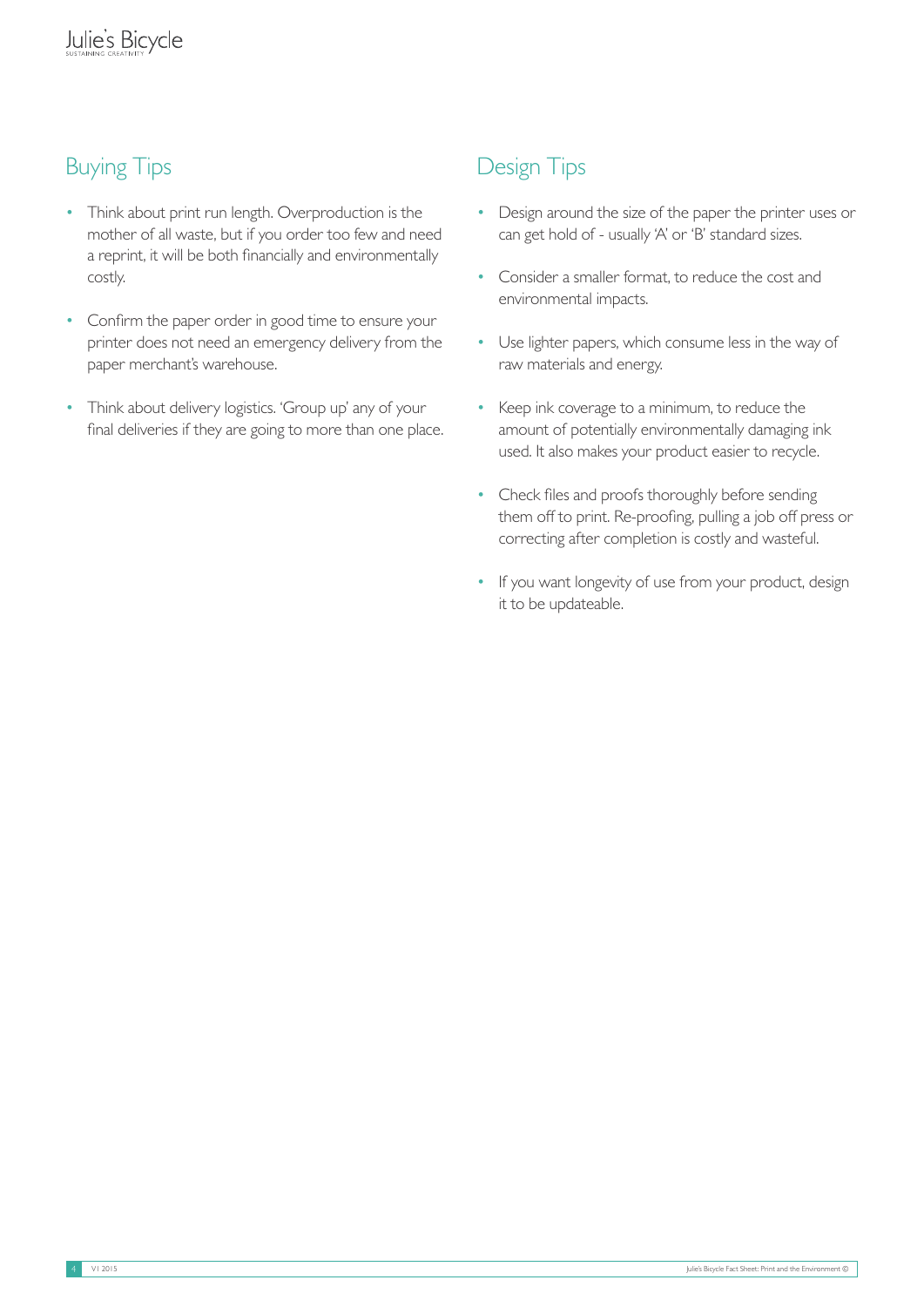## Buying Tips

- Think about print run length. Overproduction is the mother of all waste, but if you order too few and need a reprint, it will be both financially and environmentally costly.
- Confirm the paper order in good time to ensure your printer does not need an emergency delivery from the paper merchant's warehouse.
- Think about delivery logistics. 'Group up' any of your final deliveries if they are going to more than one place.

## Design Tips

- Design around the size of the paper the printer uses or can get hold of - usually 'A' or 'B' standard sizes.
- Consider a smaller format, to reduce the cost and environmental impacts.
- Use lighter papers, which consume less in the way of raw materials and energy.
- Keep ink coverage to a minimum, to reduce the amount of potentially environmentally damaging ink used. It also makes your product easier to recycle.
- Check files and proofs thoroughly before sending them off to print. Re-proofing, pulling a job off press or correcting after completion is costly and wasteful.
- If you want longevity of use from your product, design it to be updateable.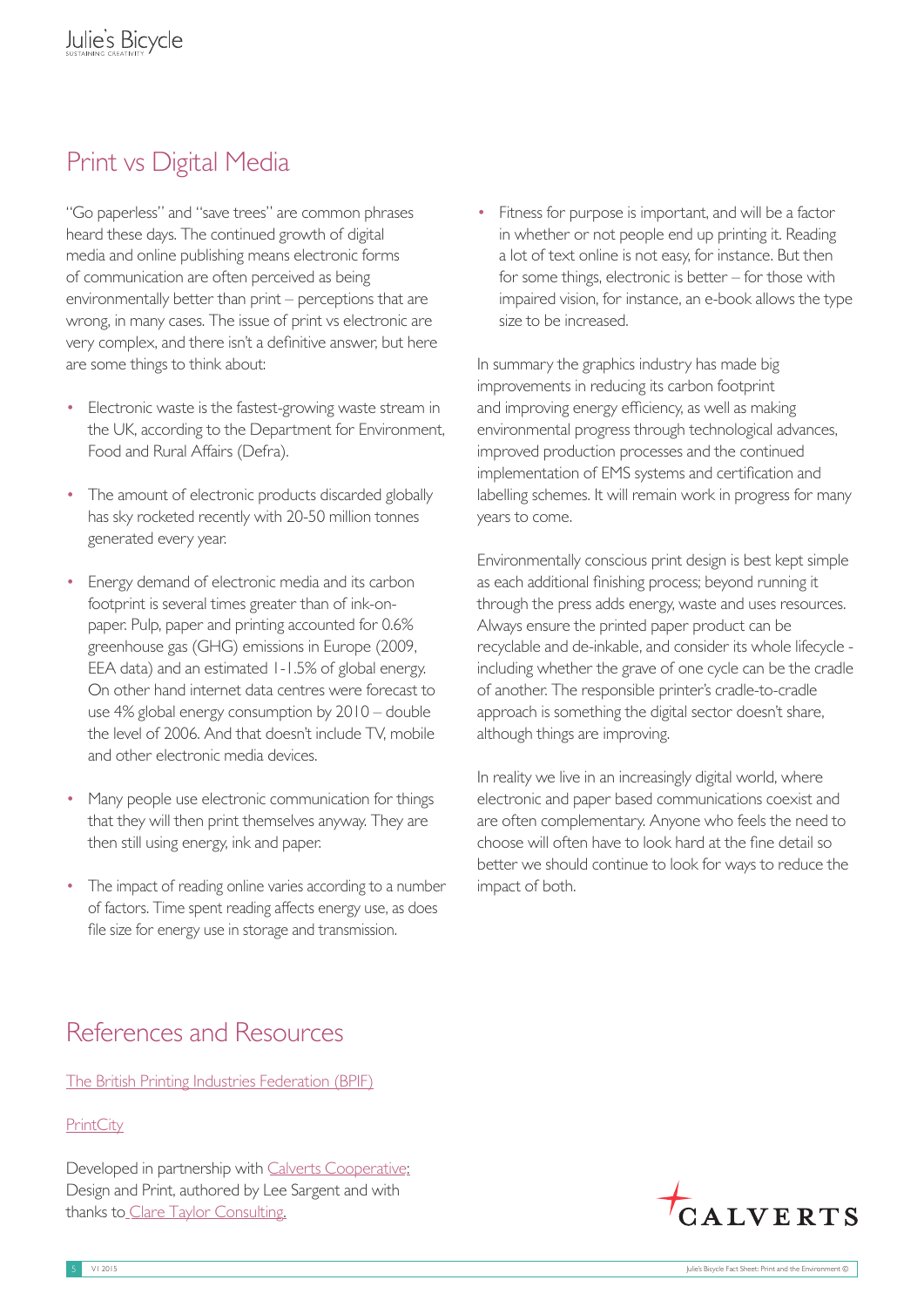## Print vs Digital Media

"Go paperless" and "save trees" are common phrases heard these days. The continued growth of digital media and online publishing means electronic forms of communication are often perceived as being environmentally better than print – perceptions that are wrong, in many cases. The issue of print vs electronic are very complex, and there isn't a definitive answer, but here are some things to think about:

- Electronic waste is the fastest-growing waste stream in the UK, according to the Department for Environment, Food and Rural Affairs (Defra).
- The amount of electronic products discarded globally has sky rocketed recently with 20-50 million tonnes generated every year.
- Energy demand of electronic media and its carbon footprint is several times greater than of ink-on-paper. Pulp, paper and printing accounted for 0.6% greenhouse gas (GHG) emissions in Europe (2009, EEA data) and an estimated 1-1.5% of global energy. On other hand internet data centres were forecast to use 4% global energy consumption by 2010 – double the level of 2006. And that doesn't include TV, mobile and other electronic media devices.
- Many people use electronic communication for things that they will then print themselves anyway. They are then still using energy, ink and paper.
- The impact of reading online varies according to a number of factors. Time spent reading affects energy use, as does file size for energy use in storage and transmission.
- Fitness for purpose is important, and will be a factor in whether or not people end up printing it. Reading a lot of text online is not easy, for instance. But then for some things, electronic is better – for those with impaired vision, for instance, an e-book allows the type size to be increased.

In summary the graphics industry has made big improvements in reducing its carbon footprint and improving energy efficiency, as well as making environmental progress through technological advances, improved production processes and the continued implementation of EMS systems and certification and labelling schemes. It will remain work in progress for many years to come.

Environmentally conscious print design is best kept simple as each additional finishing process; beyond running it through the press adds energy, waste and uses resources. Always ensure the printed paper product can be recyclable and de-inkable, and consider its whole lifecycle - including whether the grave of one cycle can be the cradle of another. The responsible printer's cradle-to-cradle approach is something the digital sector doesn't share, although things are improving.

In reality we live in an increasingly digital world, where electronic and paper based communications coexist and are often complementary. Anyone who feels the need to choose will often have to look hard at the fine detail so better we should continue to look for ways to reduce the impact of both.

## References and Resources

The British Printing Industries Federation (BPIF)

PrintCity

Developed in partnership with Calverts Cooperative: Design and Print, authored by Lee Sargent and with thanks to Clare Taylor Consulting.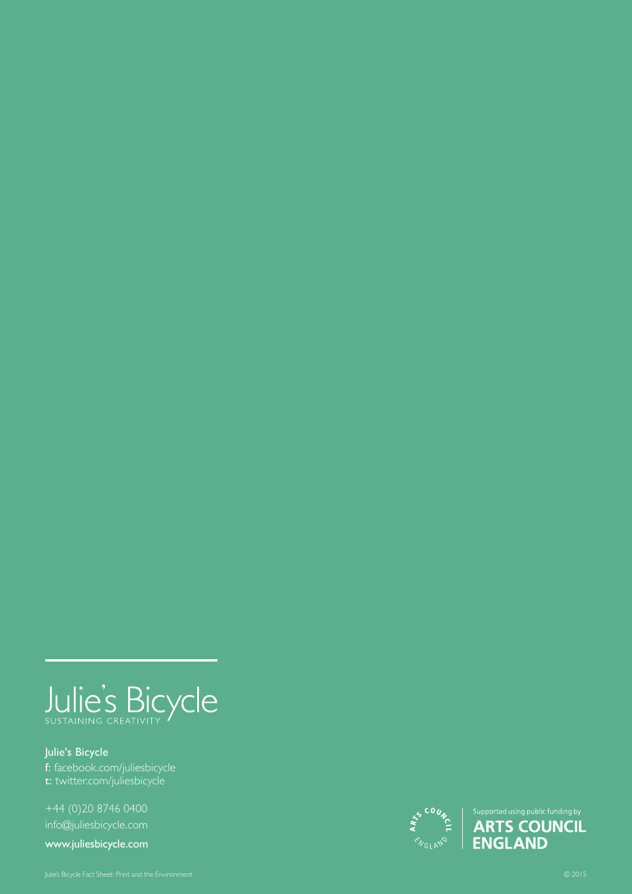Julie's Bicycle
SUSTAINING CREATIVITY

Julie's Bicycle
f: facebook.com/juliesbicycle
t: twitter.com/juliesbicycle

+44 (0)20 8746 0400
info@juliesbicycle.com

www.juliesbicycle.com

Supported using public funding by
ARTS COUNCIL ENGLAND

© 2015